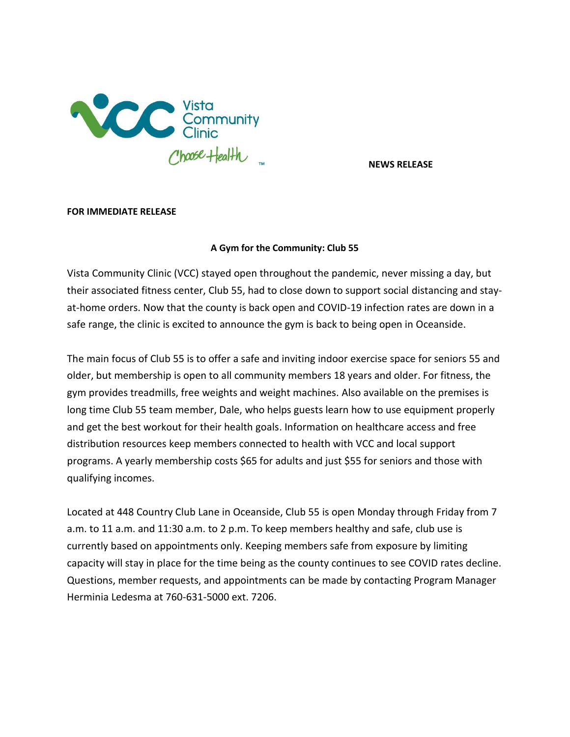Vista Community Clinic

Choose Health™

**NEWS RELEASE**

**FOR IMMEDIATE RELEASE**

## A Gym for the Community: Club 55

Vista Community Clinic (VCC) stayed open throughout the pandemic, never missing a day, but their associated fitness center, Club 55, had to close down to support social distancing and stay-at-home orders. Now that the county is back open and COVID-19 infection rates are down in a safe range, the clinic is excited to announce the gym is back to being open in Oceanside.

The main focus of Club 55 is to offer a safe and inviting indoor exercise space for seniors 55 and older, but membership is open to all community members 18 years and older. For fitness, the gym provides treadmills, free weights and weight machines. Also available on the premises is long time Club 55 team member, Dale, who helps guests learn how to use equipment properly and get the best workout for their health goals. Information on healthcare access and free distribution resources keep members connected to health with VCC and local support programs. A yearly membership costs $65 for adults and just $55 for seniors and those with qualifying incomes.

Located at 448 Country Club Lane in Oceanside, Club 55 is open Monday through Friday from 7 a.m. to 11 a.m. and 11:30 a.m. to 2 p.m. To keep members healthy and safe, club use is currently based on appointments only. Keeping members safe from exposure by limiting capacity will stay in place for the time being as the county continues to see COVID rates decline. Questions, member requests, and appointments can be made by contacting Program Manager Herminia Ledesma at 760-631-5000 ext. 7206.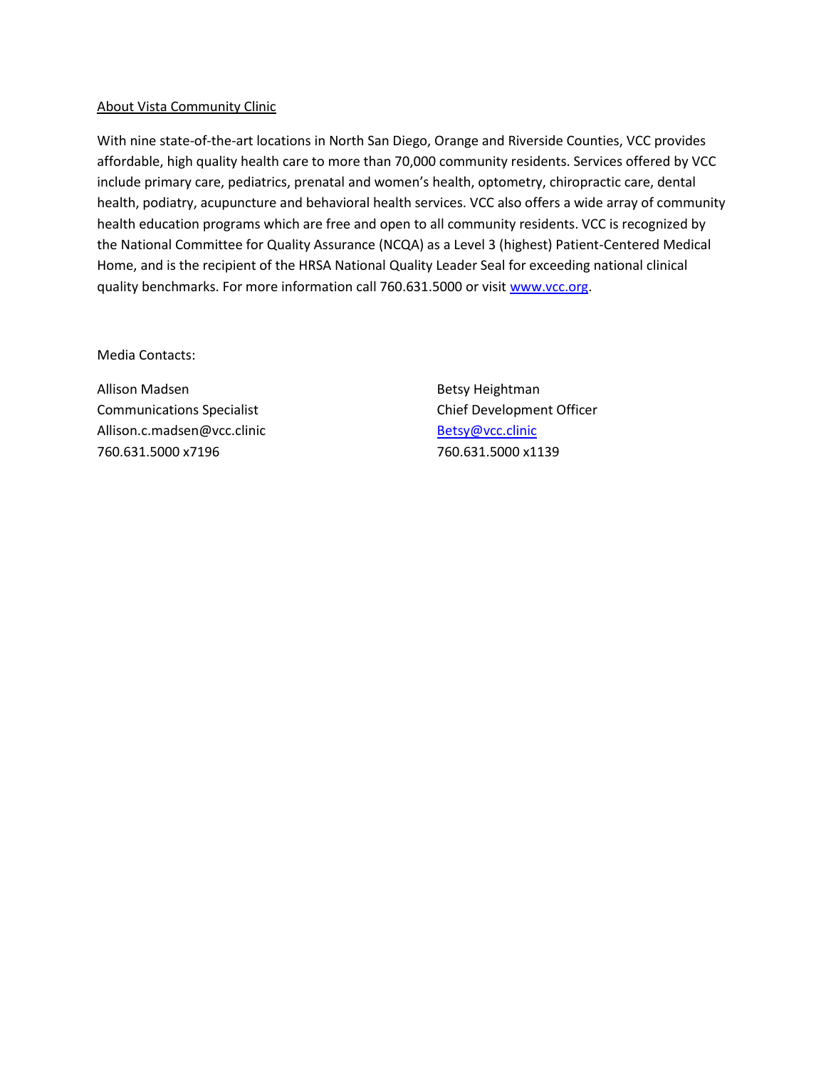About Vista Community Clinic

With nine state-of-the-art locations in North San Diego, Orange and Riverside Counties, VCC provides affordable, high quality health care to more than 70,000 community residents. Services offered by VCC include primary care, pediatrics, prenatal and women's health, optometry, chiropractic care, dental health, podiatry, acupuncture and behavioral health services. VCC also offers a wide array of community health education programs which are free and open to all community residents. VCC is recognized by the National Committee for Quality Assurance (NCQA) as a Level 3 (highest) Patient-Centered Medical Home, and is the recipient of the HRSA National Quality Leader Seal for exceeding national clinical quality benchmarks. For more information call 760.631.5000 or visit [www.vcc.org](http://www.vcc.org).

Media Contacts:

Allison Madsen
Communications Specialist
Allison.c.madsen@vcc.clinic
760.631.5000 x7196

Betsy Heightman
Chief Development Officer
[Betsy@vcc.clinic](mailto:Betsy@vcc.clinic)
760.631.5000 x1139